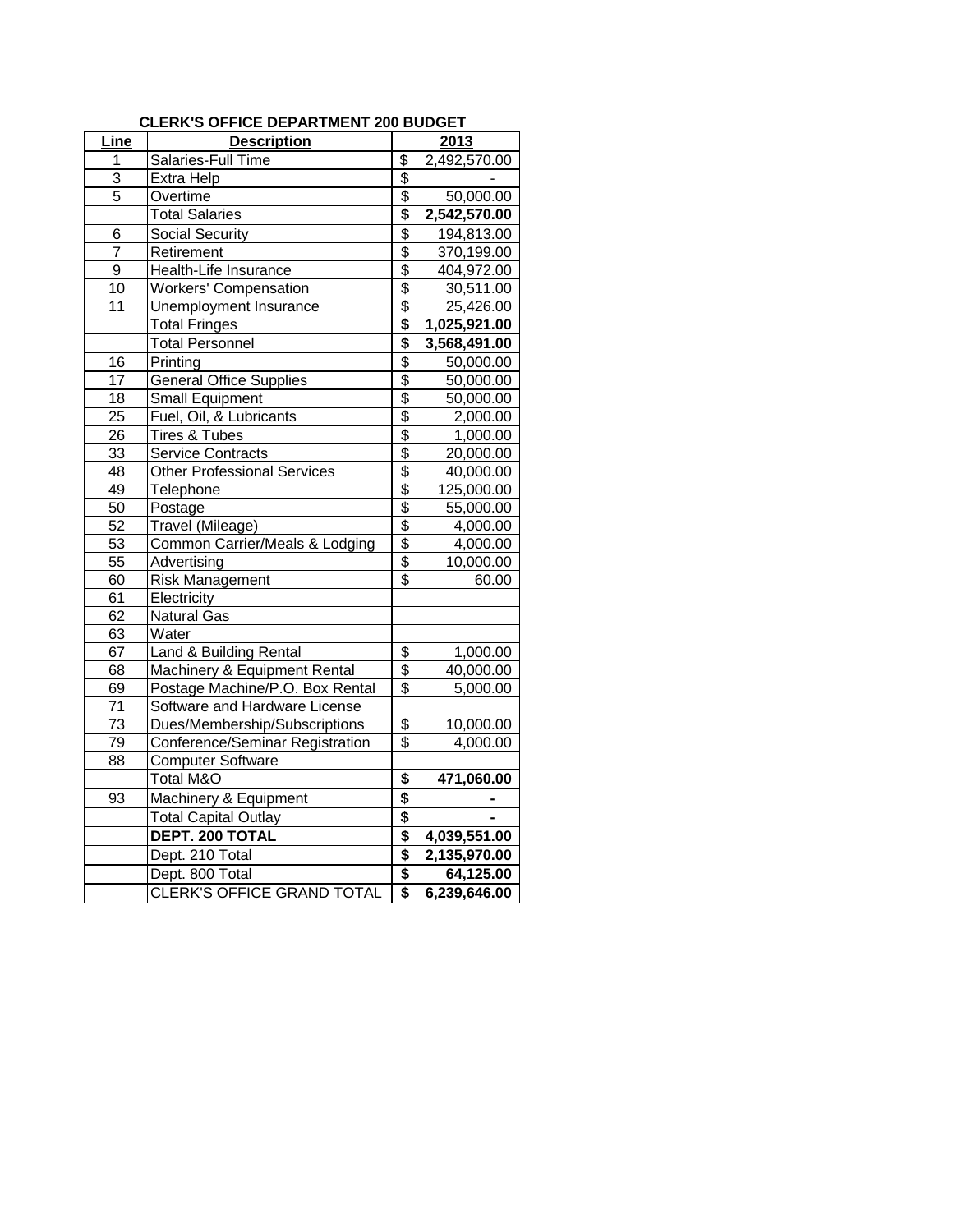**CLERK'S OFFICE DEPARTMENT 200 BUDGET**

| Line | Description | 2013 |
|---|---|---|
| 1 | Salaries-Full Time | $ 2,492,570.00 |
| 3 | Extra Help | $ - |
| 5 | Overtime | $ 50,000.00 |
| | Total Salaries | **$ 2,542,570.00** |
| 6 | Social Security | $ 194,813.00 |
| 7 | Retirement | $ 370,199.00 |
| 9 | Health-Life Insurance | $ 404,972.00 |
| 10 | Workers' Compensation | $ 30,511.00 |
| 11 | Unemployment Insurance | $ 25,426.00 |
| | Total Fringes | **$ 1,025,921.00** |
| | Total Personnel | **$ 3,568,491.00** |
| 16 | Printing | $ 50,000.00 |
| 17 | General Office Supplies | $ 50,000.00 |
| 18 | Small Equipment | $ 50,000.00 |
| 25 | Fuel, Oil, & Lubricants | $ 2,000.00 |
| 26 | Tires & Tubes | $ 1,000.00 |
| 33 | Service Contracts | $ 20,000.00 |
| 48 | Other Professional Services | $ 40,000.00 |
| 49 | Telephone | $ 125,000.00 |
| 50 | Postage | $ 55,000.00 |
| 52 | Travel (Mileage) | $ 4,000.00 |
| 53 | Common Carrier/Meals & Lodging | $ 4,000.00 |
| 55 | Advertising | $ 10,000.00 |
| 60 | Risk Management | $ 60.00 |
| 61 | Electricity | |
| 62 | Natural Gas | |
| 63 | Water | |
| 67 | Land & Building Rental | $ 1,000.00 |
| 68 | Machinery & Equipment Rental | $ 40,000.00 |
| 69 | Postage Machine/P.O. Box Rental | $ 5,000.00 |
| 71 | Software and Hardware License | |
| 73 | Dues/Membership/Subscriptions | $ 10,000.00 |
| 79 | Conference/Seminar Registration | $ 4,000.00 |
| 88 | Computer Software | |
| | Total M&O | **$ 471,060.00** |
| 93 | Machinery & Equipment | **$ -** |
| | Total Capital Outlay | **$ -** |
| | **DEPT. 200 TOTAL** | **$ 4,039,551.00** |
| | Dept. 210 Total | **$ 2,135,970.00** |
| | Dept. 800 Total | **$ 64,125.00** |
| | CLERK'S OFFICE GRAND TOTAL | **$ 6,239,646.00** |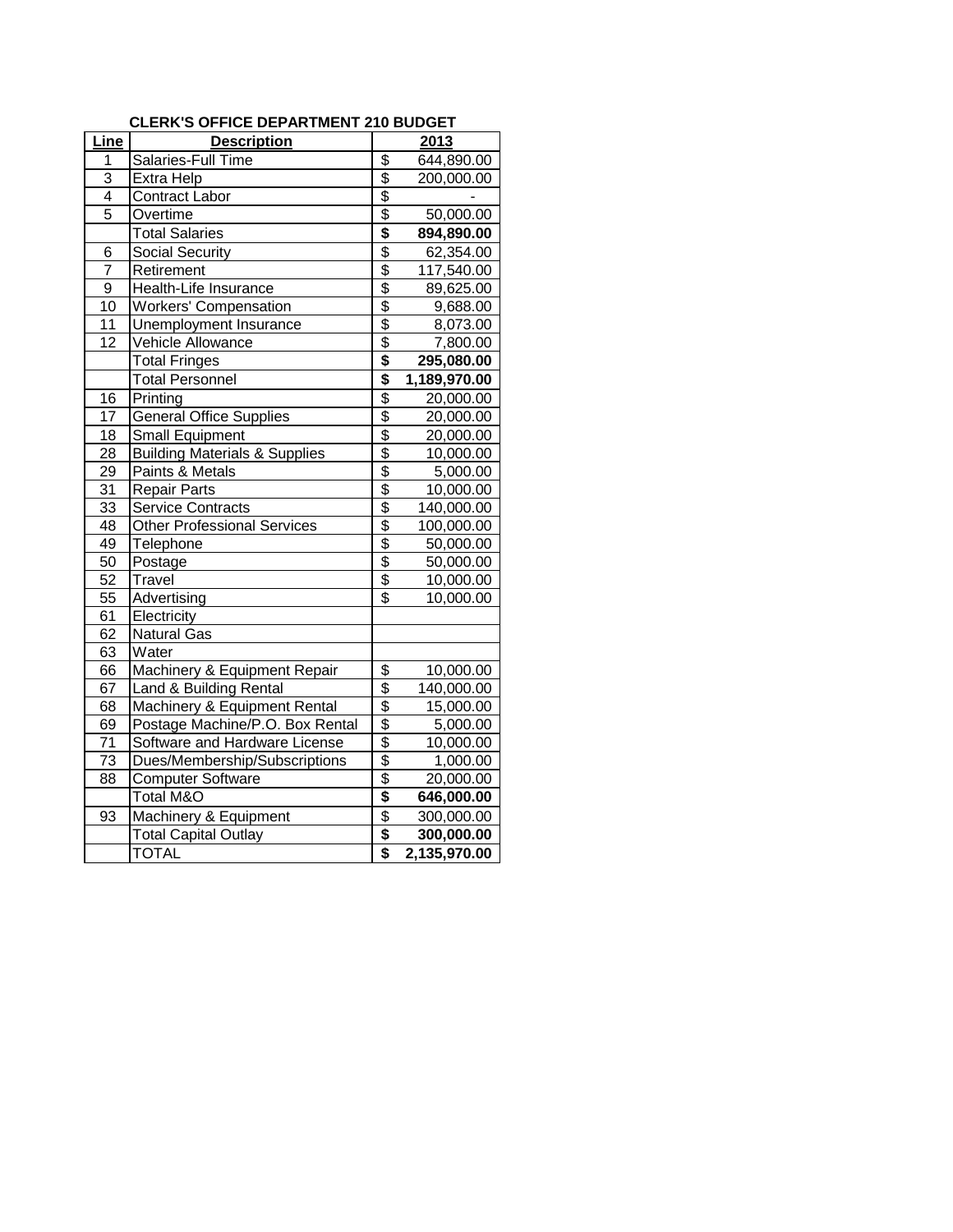**CLERK'S OFFICE DEPARTMENT 210 BUDGET**

| Line | Description | 2013 |
|---|---|---|
| 1 | Salaries-Full Time | $ 644,890.00 |
| 3 | Extra Help | $ 200,000.00 |
| 4 | Contract Labor | $ - |
| 5 | Overtime | $ 50,000.00 |
| | Total Salaries | **$ 894,890.00** |
| 6 | Social Security | $ 62,354.00 |
| 7 | Retirement | $ 117,540.00 |
| 9 | Health-Life Insurance | $ 89,625.00 |
| 10 | Workers' Compensation | $ 9,688.00 |
| 11 | Unemployment Insurance | $ 8,073.00 |
| 12 | Vehicle Allowance | $ 7,800.00 |
| | Total Fringes | **$ 295,080.00** |
| | Total Personnel | **$ 1,189,970.00** |
| 16 | Printing | $ 20,000.00 |
| 17 | General Office Supplies | $ 20,000.00 |
| 18 | Small Equipment | $ 20,000.00 |
| 28 | Building Materials & Supplies | $ 10,000.00 |
| 29 | Paints & Metals | $ 5,000.00 |
| 31 | Repair Parts | $ 10,000.00 |
| 33 | Service Contracts | $ 140,000.00 |
| 48 | Other Professional Services | $ 100,000.00 |
| 49 | Telephone | $ 50,000.00 |
| 50 | Postage | $ 50,000.00 |
| 52 | Travel | $ 10,000.00 |
| 55 | Advertising | $ 10,000.00 |
| 61 | Electricity | |
| 62 | Natural Gas | |
| 63 | Water | |
| 66 | Machinery & Equipment Repair | $ 10,000.00 |
| 67 | Land & Building Rental | $ 140,000.00 |
| 68 | Machinery & Equipment Rental | $ 15,000.00 |
| 69 | Postage Machine/P.O. Box Rental | $ 5,000.00 |
| 71 | Software and Hardware License | $ 10,000.00 |
| 73 | Dues/Membership/Subscriptions | $ 1,000.00 |
| 88 | Computer Software | $ 20,000.00 |
| | Total M&O | **$ 646,000.00** |
| 93 | Machinery & Equipment | $ 300,000.00 |
| | Total Capital Outlay | **$ 300,000.00** |
| | TOTAL | **$ 2,135,970.00** |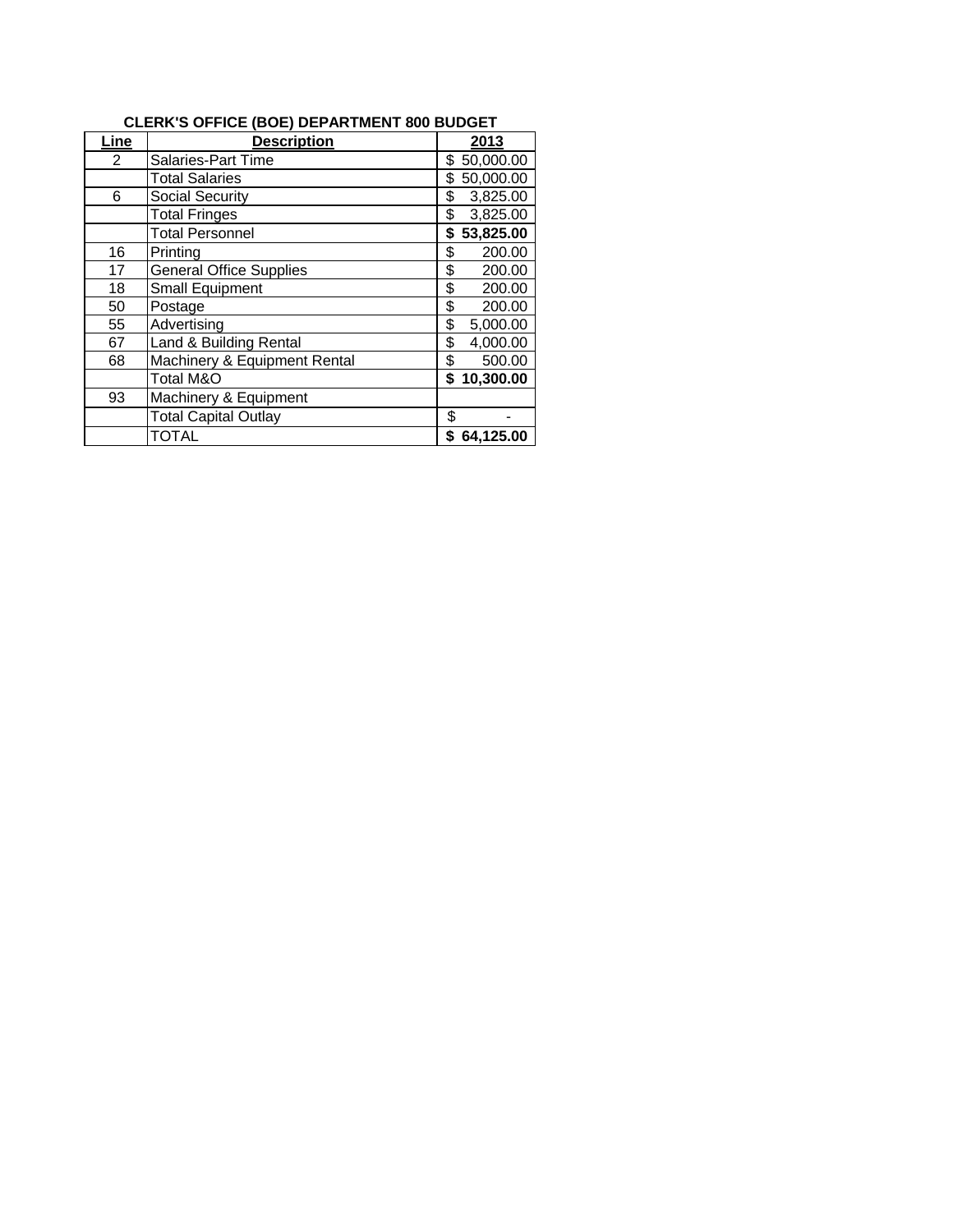**CLERK'S OFFICE (BOE) DEPARTMENT 800 BUDGET**

| Line | Description | 2013 |
|---|---|---|
| 2 | Salaries-Part Time | $ 50,000.00 |
| | Total Salaries | $ 50,000.00 |
| 6 | Social Security | $ 3,825.00 |
| | Total Fringes | $ 3,825.00 |
| | Total Personnel | **$ 53,825.00** |
| 16 | Printing | $ 200.00 |
| 17 | General Office Supplies | $ 200.00 |
| 18 | Small Equipment | $ 200.00 |
| 50 | Postage | $ 200.00 |
| 55 | Advertising | $ 5,000.00 |
| 67 | Land & Building Rental | $ 4,000.00 |
| 68 | Machinery & Equipment Rental | $ 500.00 |
| | Total M&O | **$ 10,300.00** |
| 93 | Machinery & Equipment | |
| | Total Capital Outlay | $ - |
| | TOTAL | **$ 64,125.00** |